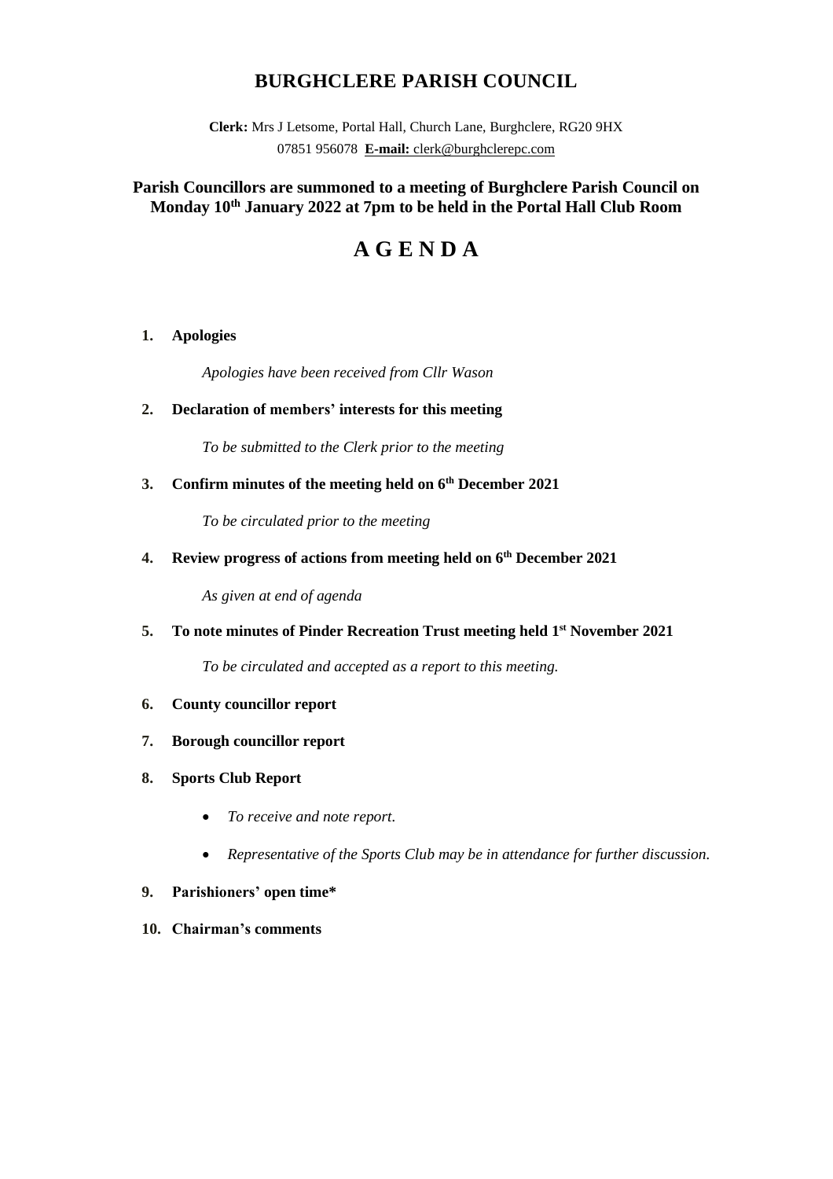# BURGHCLERE PARISH COUNCIL

**Clerk:** Mrs J Letsome, Portal Hall, Church Lane, Burghclere, RG20 9HX
07851 956078 **E-mail:** clerk@burghclerepc.com

**Parish Councillors are summoned to a meeting of Burghclere Parish Council on Monday 10th January 2022 at 7pm to be held in the Portal Hall Club Room**

## A G E N D A

1. **Apologies**

   *Apologies have been received from Cllr Wason*

2. **Declaration of members' interests for this meeting**

   *To be submitted to the Clerk prior to the meeting*

3. **Confirm minutes of the meeting held on 6th December 2021**

   *To be circulated prior to the meeting*

4. **Review progress of actions from meeting held on 6th December 2021**

   *As given at end of agenda*

5. **To note minutes of Pinder Recreation Trust meeting held 1st November 2021**

   *To be circulated and accepted as a report to this meeting.*

6. **County councillor report**

7. **Borough councillor report**

8. **Sports Club Report**

   - *To receive and note report.*
   - *Representative of the Sports Club may be in attendance for further discussion.*

9. **Parishioners' open time***

10. **Chairman's comments**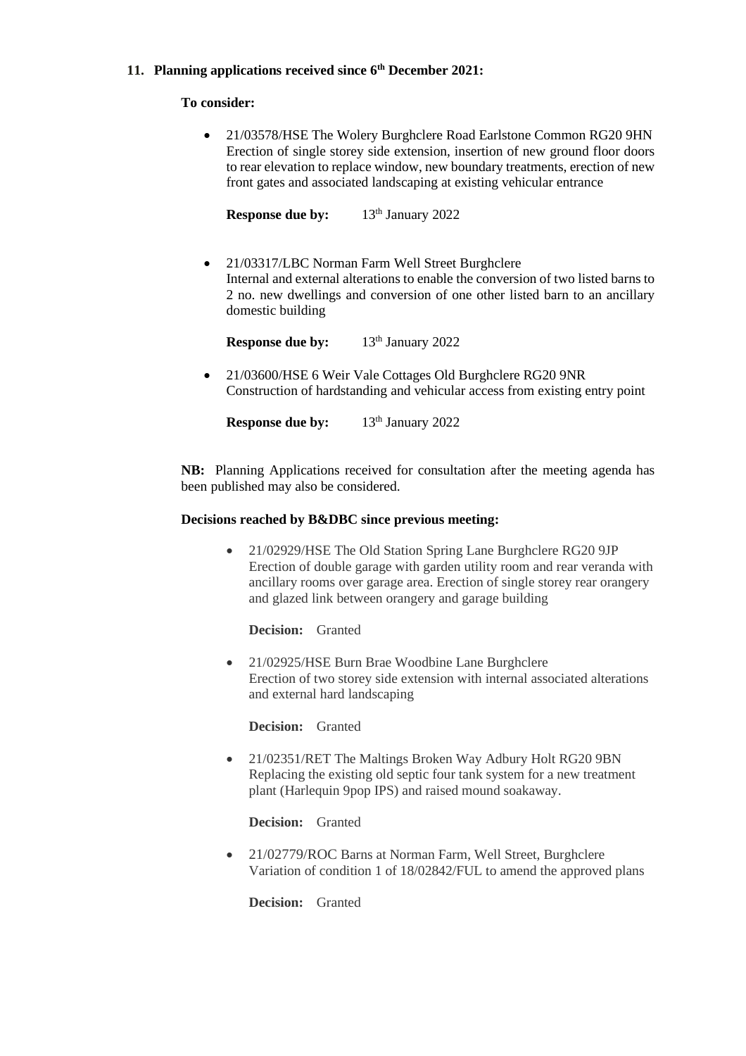## 11. Planning applications received since 6th December 2021:

**To consider:**

- 21/03578/HSE The Wolery Burghclere Road Earlstone Common RG20 9HN
  Erection of single storey side extension, insertion of new ground floor doors to rear elevation to replace window, new boundary treatments, erection of new front gates and associated landscaping at existing vehicular entrance

  **Response due by:** 13th January 2022

- 21/03317/LBC Norman Farm Well Street Burghclere
  Internal and external alterations to enable the conversion of two listed barns to 2 no. new dwellings and conversion of one other listed barn to an ancillary domestic building

  **Response due by:** 13th January 2022

- 21/03600/HSE 6 Weir Vale Cottages Old Burghclere RG20 9NR
  Construction of hardstanding and vehicular access from existing entry point

  **Response due by:** 13th January 2022

**NB:** Planning Applications received for consultation after the meeting agenda has been published may also be considered.

**Decisions reached by B&DBC since previous meeting:**

- 21/02929/HSE The Old Station Spring Lane Burghclere RG20 9JP
  Erection of double garage with garden utility room and rear veranda with ancillary rooms over garage area. Erection of single storey rear orangery and glazed link between orangery and garage building

  **Decision:** Granted

- 21/02925/HSE Burn Brae Woodbine Lane Burghclere
  Erection of two storey side extension with internal associated alterations and external hard landscaping

  **Decision:** Granted

- 21/02351/RET The Maltings Broken Way Adbury Holt RG20 9BN
  Replacing the existing old septic four tank system for a new treatment plant (Harlequin 9pop IPS) and raised mound soakaway.

  **Decision:** Granted

- 21/02779/ROC Barns at Norman Farm, Well Street, Burghclere
  Variation of condition 1 of 18/02842/FUL to amend the approved plans

  **Decision:** Granted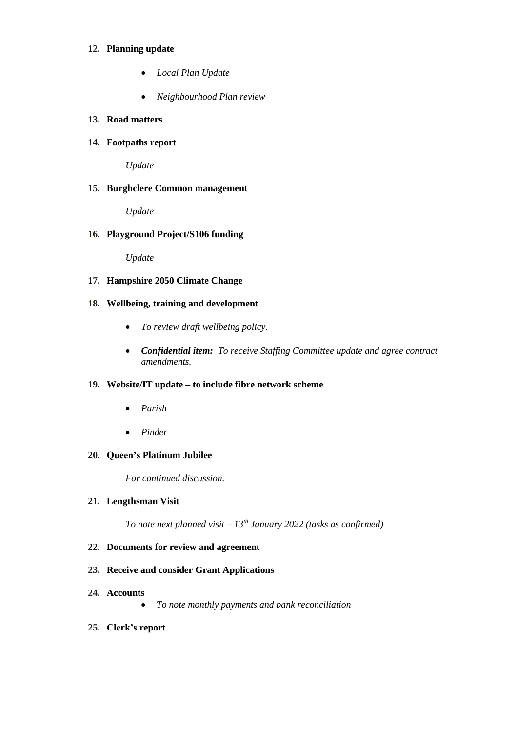**12. Planning update**

- *Local Plan Update*
- *Neighbourhood Plan review*

**13. Road matters**

**14. Footpaths report**

*Update*

**15. Burghclere Common management**

*Update*

**16. Playground Project/S106 funding**

*Update*

**17. Hampshire 2050 Climate Change**

**18. Wellbeing, training and development**

- *To review draft wellbeing policy.*
- ***Confidential item:*** *To receive Staffing Committee update and agree contract amendments.*

**19. Website/IT update – to include fibre network scheme**

- *Parish*
- *Pinder*

**20. Queen's Platinum Jubilee**

*For continued discussion.*

**21. Lengthsman Visit**

*To note next planned visit – 13th January 2022 (tasks as confirmed)*

**22. Documents for review and agreement**

**23. Receive and consider Grant Applications**

**24. Accounts**

- *To note monthly payments and bank reconciliation*

**25. Clerk's report**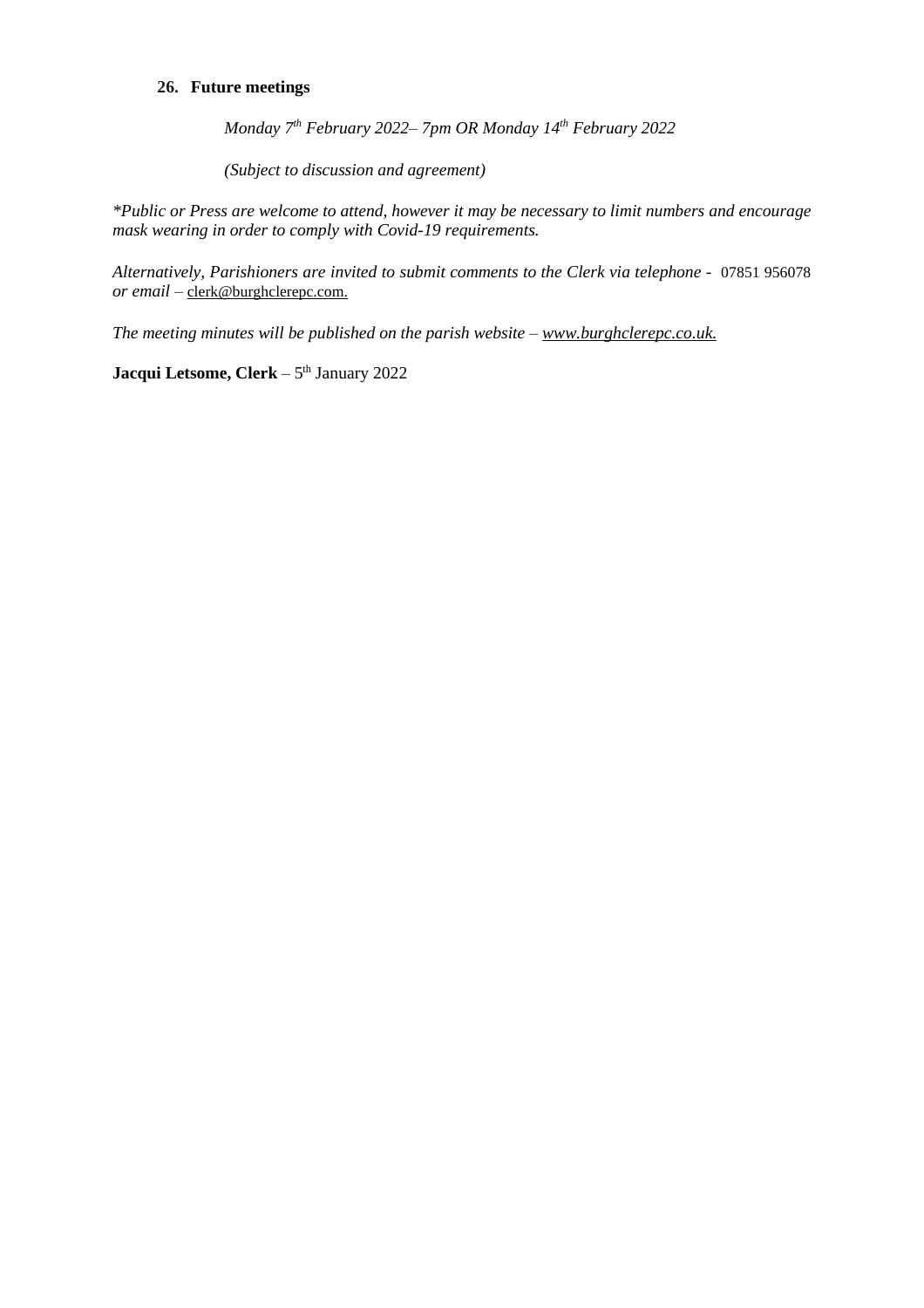**26. Future meetings**

*Monday 7th February 2022– 7pm OR Monday 14th February 2022*

*(Subject to discussion and agreement)*

**Public or Press are welcome to attend, however it may be necessary to limit numbers and encourage mask wearing in order to comply with Covid-19 requirements.*

*Alternatively, Parishioners are invited to submit comments to the Clerk via telephone -* 07851 956078 *or email –* clerk@burghclerepc.com.

*The meeting minutes will be published on the parish website – www.burghclerepc.co.uk.*

**Jacqui Letsome, Clerk** – 5th January 2022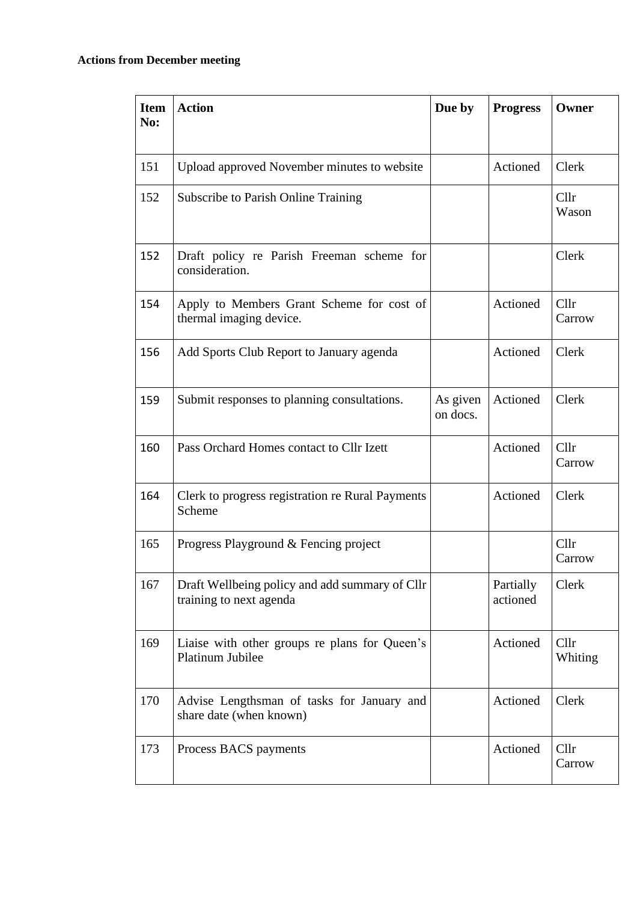**Actions from December meeting**

| Item No: | Action | Due by | Progress | Owner |
|---|---|---|---|---|
| 151 | Upload approved November minutes to website | | Actioned | Clerk |
| 152 | Subscribe to Parish Online Training | | | Cllr Wason |
| 152 | Draft policy re Parish Freeman scheme for consideration. | | | Clerk |
| 154 | Apply to Members Grant Scheme for cost of thermal imaging device. | | Actioned | Cllr Carrow |
| 156 | Add Sports Club Report to January agenda | | Actioned | Clerk |
| 159 | Submit responses to planning consultations. | As given on docs. | Actioned | Clerk |
| 160 | Pass Orchard Homes contact to Cllr Izett | | Actioned | Cllr Carrow |
| 164 | Clerk to progress registration re Rural Payments Scheme | | Actioned | Clerk |
| 165 | Progress Playground & Fencing project | | | Cllr Carrow |
| 167 | Draft Wellbeing policy and add summary of Cllr training to next agenda | | Partially actioned | Clerk |
| 169 | Liaise with other groups re plans for Queen's Platinum Jubilee | | Actioned | Cllr Whiting |
| 170 | Advise Lengthsman of tasks for January and share date (when known) | | Actioned | Clerk |
| 173 | Process BACS payments | | Actioned | Cllr Carrow |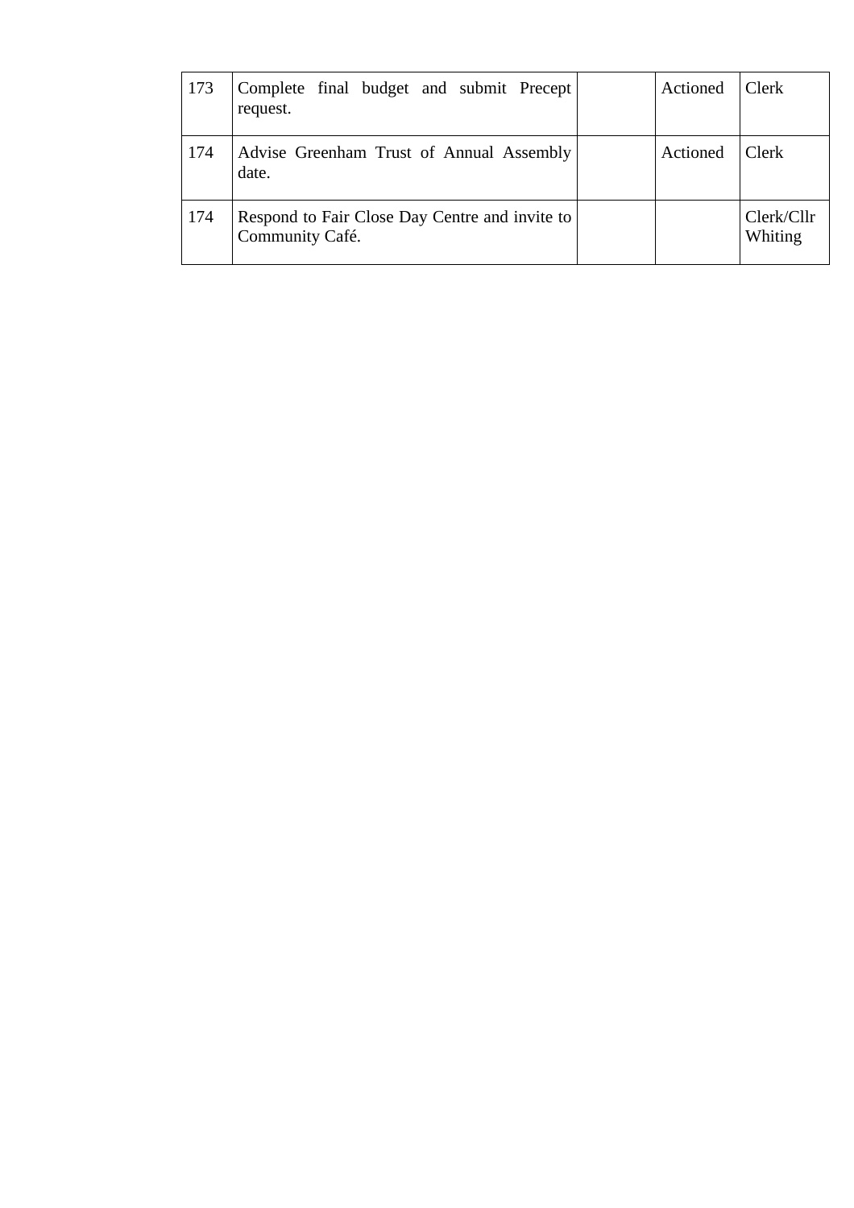| | | | | |
|---|---|---|---|---|
| 173 | Complete final budget and submit Precept request. | | Actioned | Clerk |
| 174 | Advise Greenham Trust of Annual Assembly date. | | Actioned | Clerk |
| 174 | Respond to Fair Close Day Centre and invite to Community Café. | | | Clerk/Cllr Whiting |